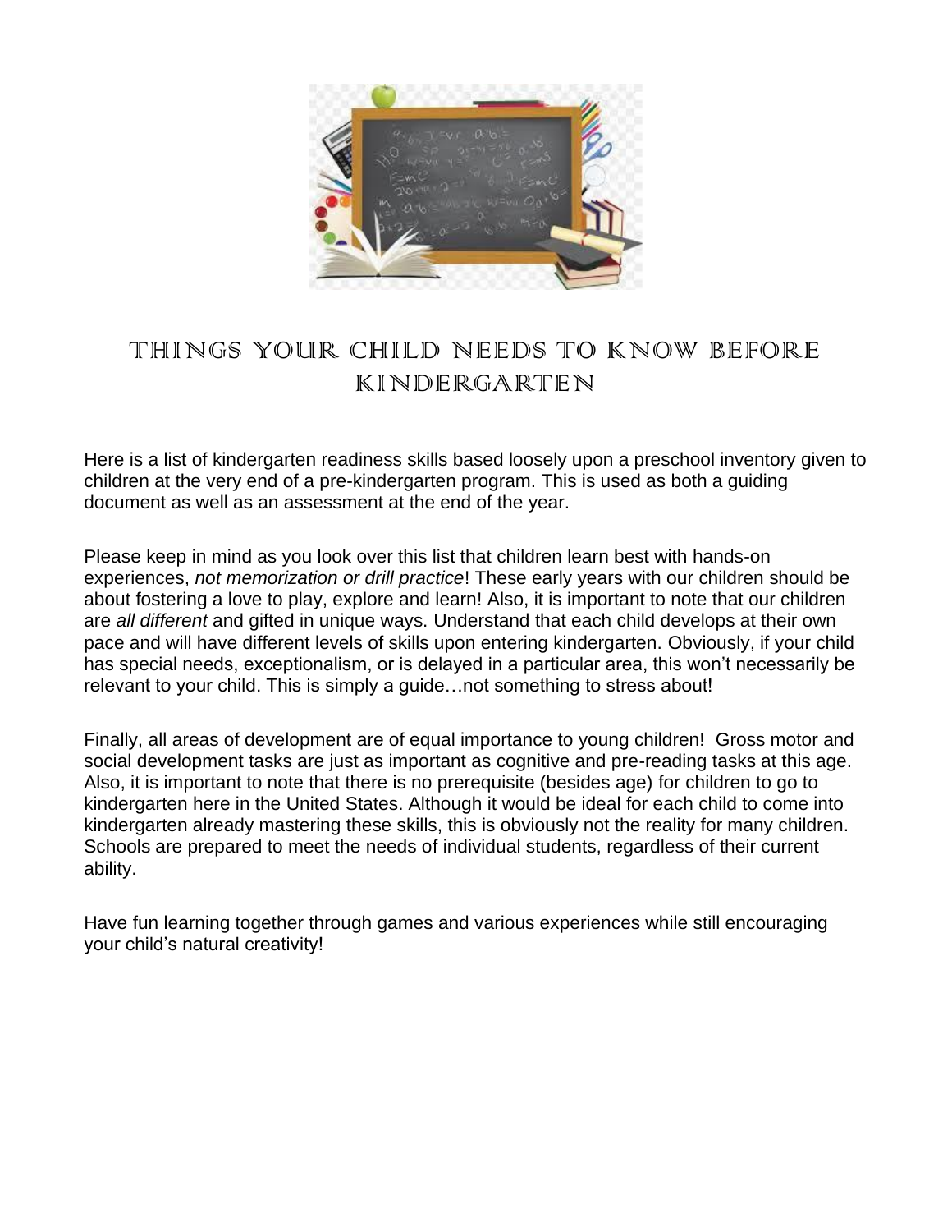# THINGS YOUR CHILD NEEDS TO KNOW BEFORE KINDERGARTEN

Here is a list of kindergarten readiness skills based loosely upon a preschool inventory given to children at the very end of a pre-kindergarten program. This is used as both a guiding document as well as an assessment at the end of the year.

Please keep in mind as you look over this list that children learn best with hands-on experiences, *not memorization or drill practice*! These early years with our children should be about fostering a love to play, explore and learn! Also, it is important to note that our children are *all different* and gifted in unique ways. Understand that each child develops at their own pace and will have different levels of skills upon entering kindergarten. Obviously, if your child has special needs, exceptionalism, or is delayed in a particular area, this won't necessarily be relevant to your child. This is simply a guide…not something to stress about!

Finally, all areas of development are of equal importance to young children! Gross motor and social development tasks are just as important as cognitive and pre-reading tasks at this age. Also, it is important to note that there is no prerequisite (besides age) for children to go to kindergarten here in the United States. Although it would be ideal for each child to come into kindergarten already mastering these skills, this is obviously not the reality for many children. Schools are prepared to meet the needs of individual students, regardless of their current ability.

Have fun learning together through games and various experiences while still encouraging your child's natural creativity!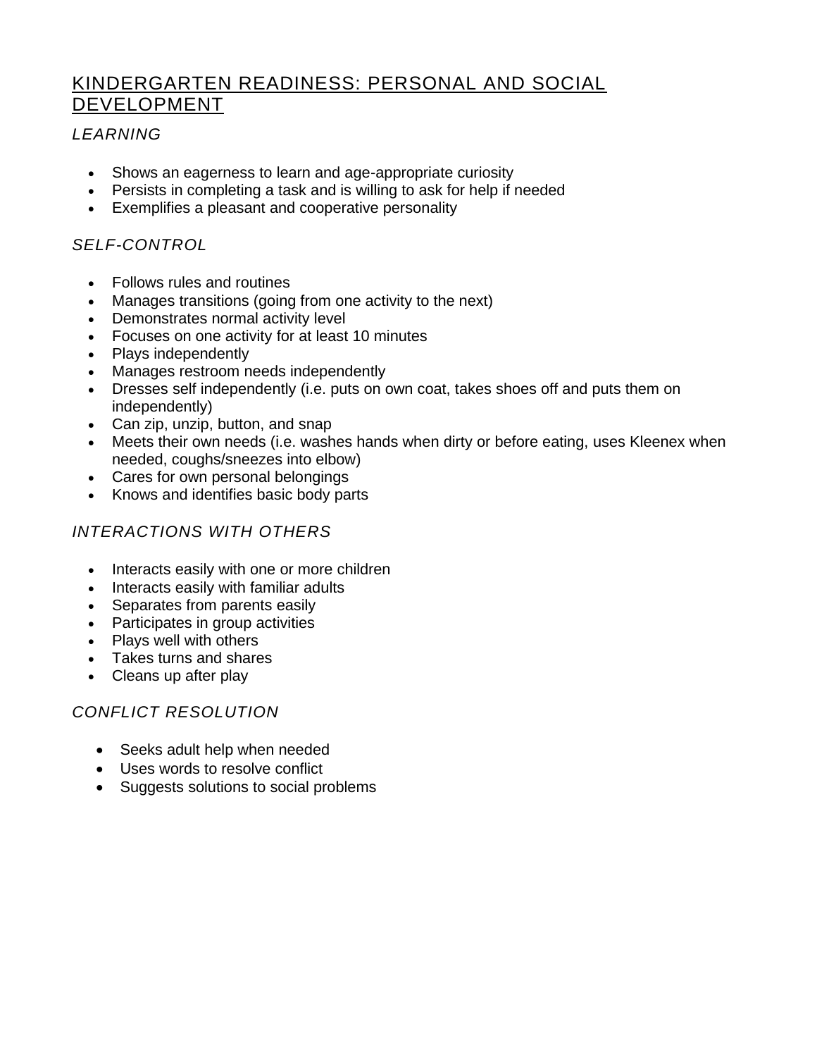## KINDERGARTEN READINESS: PERSONAL AND SOCIAL DEVELOPMENT

### *LEARNING*

- Shows an eagerness to learn and age-appropriate curiosity
- Persists in completing a task and is willing to ask for help if needed
- Exemplifies a pleasant and cooperative personality

### *SELF-CONTROL*

- Follows rules and routines
- Manages transitions (going from one activity to the next)
- Demonstrates normal activity level
- Focuses on one activity for at least 10 minutes
- Plays independently
- Manages restroom needs independently
- Dresses self independently (i.e. puts on own coat, takes shoes off and puts them on independently)
- Can zip, unzip, button, and snap
- Meets their own needs (i.e. washes hands when dirty or before eating, uses Kleenex when needed, coughs/sneezes into elbow)
- Cares for own personal belongings
- Knows and identifies basic body parts

### *INTERACTIONS WITH OTHERS*

- Interacts easily with one or more children
- Interacts easily with familiar adults
- Separates from parents easily
- Participates in group activities
- Plays well with others
- Takes turns and shares
- Cleans up after play

### *CONFLICT RESOLUTION*

- Seeks adult help when needed
- Uses words to resolve conflict
- Suggests solutions to social problems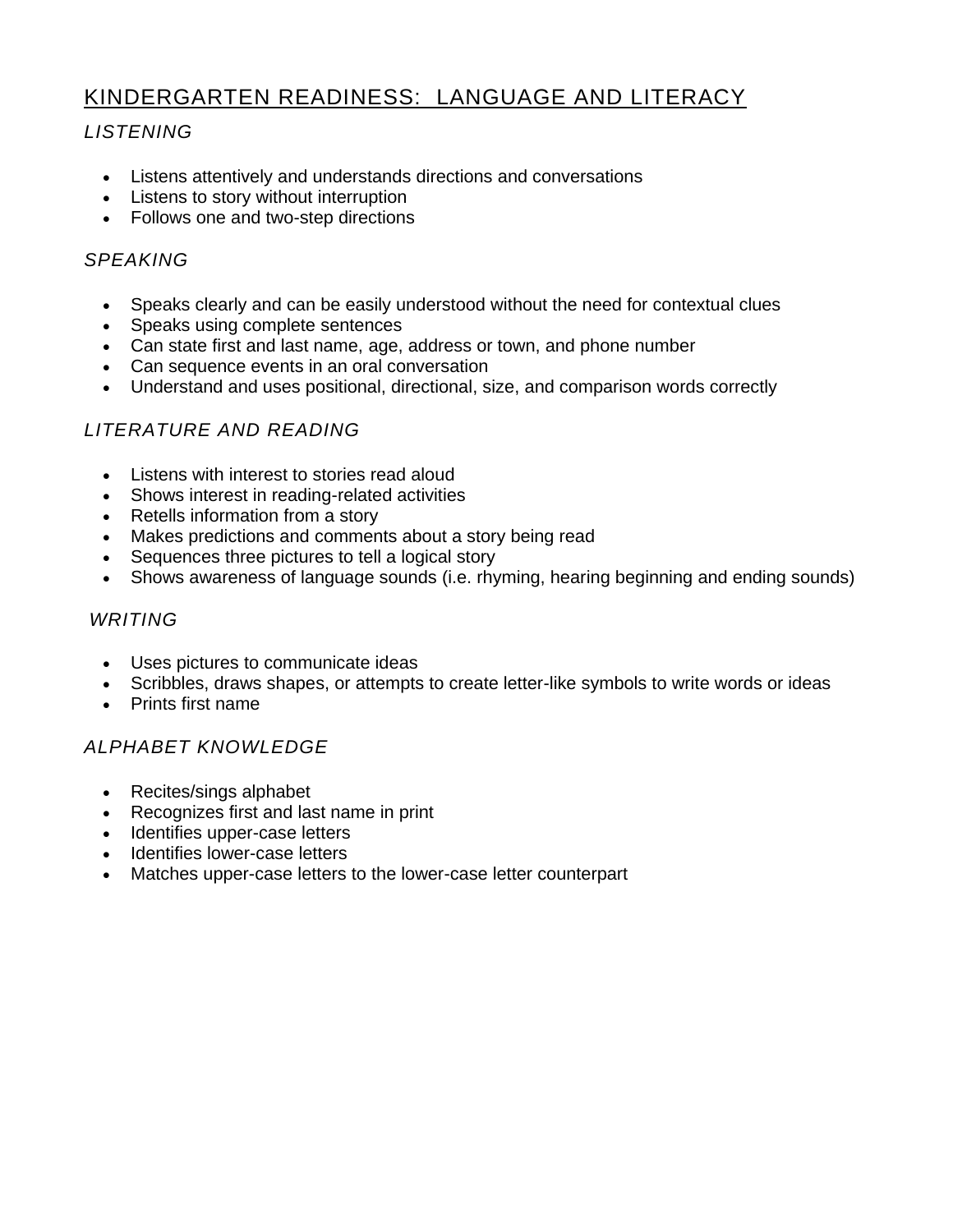# KINDERGARTEN READINESS: LANGUAGE AND LITERACY

### *LISTENING*

- Listens attentively and understands directions and conversations
- Listens to story without interruption
- Follows one and two-step directions

### *SPEAKING*

- Speaks clearly and can be easily understood without the need for contextual clues
- Speaks using complete sentences
- Can state first and last name, age, address or town, and phone number
- Can sequence events in an oral conversation
- Understand and uses positional, directional, size, and comparison words correctly

### *LITERATURE AND READING*

- Listens with interest to stories read aloud
- Shows interest in reading-related activities
- Retells information from a story
- Makes predictions and comments about a story being read
- Sequences three pictures to tell a logical story
- Shows awareness of language sounds (i.e. rhyming, hearing beginning and ending sounds)

### *WRITING*

- Uses pictures to communicate ideas
- Scribbles, draws shapes, or attempts to create letter-like symbols to write words or ideas
- Prints first name

### *ALPHABET KNOWLEDGE*

- Recites/sings alphabet
- Recognizes first and last name in print
- Identifies upper-case letters
- Identifies lower-case letters
- Matches upper-case letters to the lower-case letter counterpart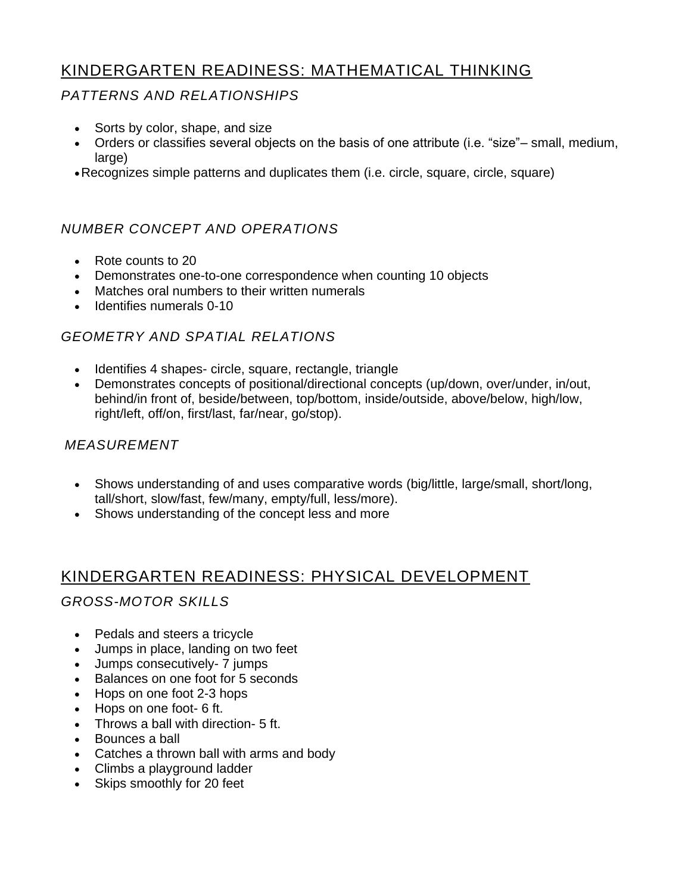## KINDERGARTEN READINESS: MATHEMATICAL THINKING

### *PATTERNS AND RELATIONSHIPS*

- Sorts by color, shape, and size
- Orders or classifies several objects on the basis of one attribute (i.e. "size"– small, medium, large)
- Recognizes simple patterns and duplicates them (i.e. circle, square, circle, square)

### *NUMBER CONCEPT AND OPERATIONS*

- Rote counts to 20
- Demonstrates one-to-one correspondence when counting 10 objects
- Matches oral numbers to their written numerals
- Identifies numerals 0-10

### *GEOMETRY AND SPATIAL RELATIONS*

- Identifies 4 shapes- circle, square, rectangle, triangle
- Demonstrates concepts of positional/directional concepts (up/down, over/under, in/out, behind/in front of, beside/between, top/bottom, inside/outside, above/below, high/low, right/left, off/on, first/last, far/near, go/stop).

### *MEASUREMENT*

- Shows understanding of and uses comparative words (big/little, large/small, short/long, tall/short, slow/fast, few/many, empty/full, less/more).
- Shows understanding of the concept less and more

## KINDERGARTEN READINESS: PHYSICAL DEVELOPMENT

### *GROSS-MOTOR SKILLS*

- Pedals and steers a tricycle
- Jumps in place, landing on two feet
- Jumps consecutively- 7 jumps
- Balances on one foot for 5 seconds
- Hops on one foot 2-3 hops
- Hops on one foot- 6 ft.
- Throws a ball with direction- 5 ft.
- Bounces a ball
- Catches a thrown ball with arms and body
- Climbs a playground ladder
- Skips smoothly for 20 feet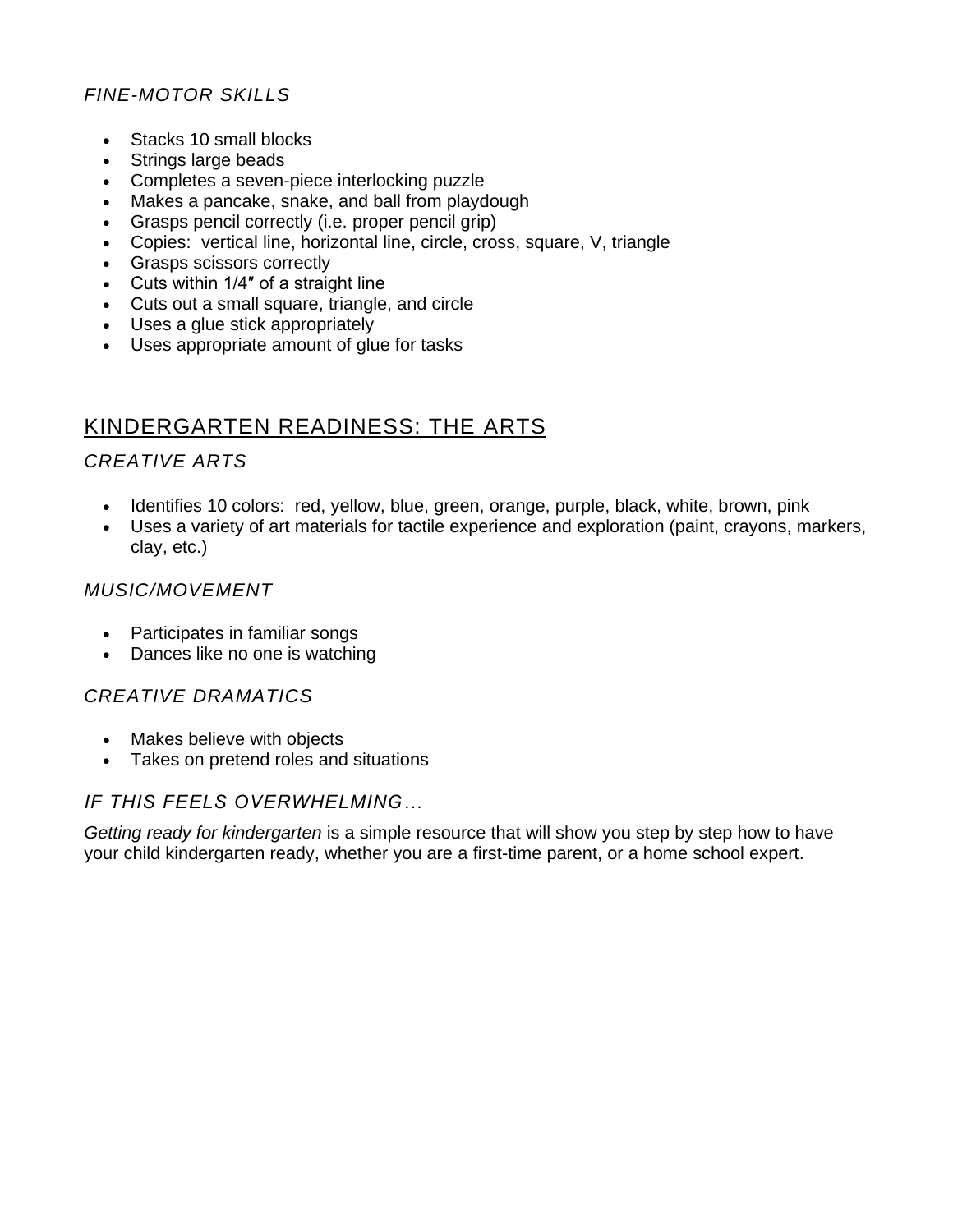### *FINE-MOTOR SKILLS*

- Stacks 10 small blocks
- Strings large beads
- Completes a seven-piece interlocking puzzle
- Makes a pancake, snake, and ball from playdough
- Grasps pencil correctly (i.e. proper pencil grip)
- Copies: vertical line, horizontal line, circle, cross, square, V, triangle
- Grasps scissors correctly
- Cuts within 1/4″ of a straight line
- Cuts out a small square, triangle, and circle
- Uses a glue stick appropriately
- Uses appropriate amount of glue for tasks

## KINDERGARTEN READINESS: THE ARTS

### *CREATIVE ARTS*

- Identifies 10 colors: red, yellow, blue, green, orange, purple, black, white, brown, pink
- Uses a variety of art materials for tactile experience and exploration (paint, crayons, markers, clay, etc.)

### *MUSIC/MOVEMENT*

- Participates in familiar songs
- Dances like no one is watching

### *CREATIVE DRAMATICS*

- Makes believe with objects
- Takes on pretend roles and situations

### *IF THIS FEELS OVERWHELMING…*

*Getting ready for kindergarten* is a simple resource that will show you step by step how to have your child kindergarten ready, whether you are a first-time parent, or a home school expert.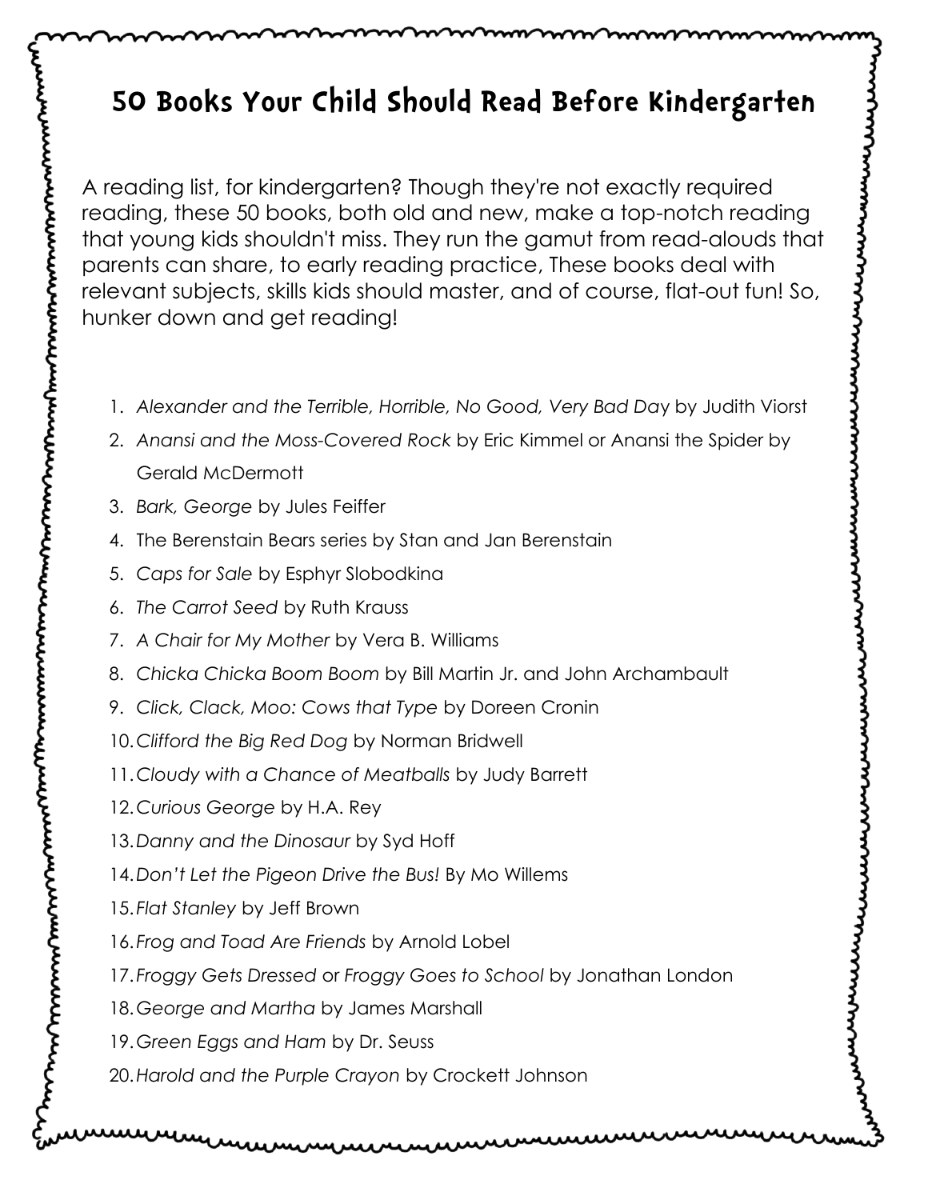# 50 Books Your Child Should Read Before Kindergarten

A reading list, for kindergarten? Though they're not exactly required reading, these 50 books, both old and new, make a top-notch reading that young kids shouldn't miss. They run the gamut from read-alouds that parents can share, to early reading practice, These books deal with relevant subjects, skills kids should master, and of course, flat-out fun! So, hunker down and get reading!

1. *Alexander and the Terrible, Horrible, No Good, Very Bad Day* by Judith Viorst
2. *Anansi and the Moss-Covered Rock* by Eric Kimmel or Anansi the Spider by Gerald McDermott
3. *Bark, George* by Jules Feiffer
4. The Berenstain Bears series by Stan and Jan Berenstain
5. *Caps for Sale* by Esphyr Slobodkina
6. *The Carrot Seed* by Ruth Krauss
7. *A Chair for My Mother* by Vera B. Williams
8. *Chicka Chicka Boom Boom* by Bill Martin Jr. and John Archambault
9. *Click, Clack, Moo: Cows that Type* by Doreen Cronin
10. *Clifford the Big Red Dog* by Norman Bridwell
11. *Cloudy with a Chance of Meatballs* by Judy Barrett
12. *Curious George* by H.A. Rey
13. *Danny and the Dinosaur* by Syd Hoff
14. *Don't Let the Pigeon Drive the Bus!* By Mo Willems
15. *Flat Stanley* by Jeff Brown
16. *Frog and Toad Are Friends* by Arnold Lobel
17. *Froggy Gets Dressed* or *Froggy Goes to School* by Jonathan London
18. *George and Martha* by James Marshall
19. *Green Eggs and Ham* by Dr. Seuss
20. *Harold and the Purple Crayon* by Crockett Johnson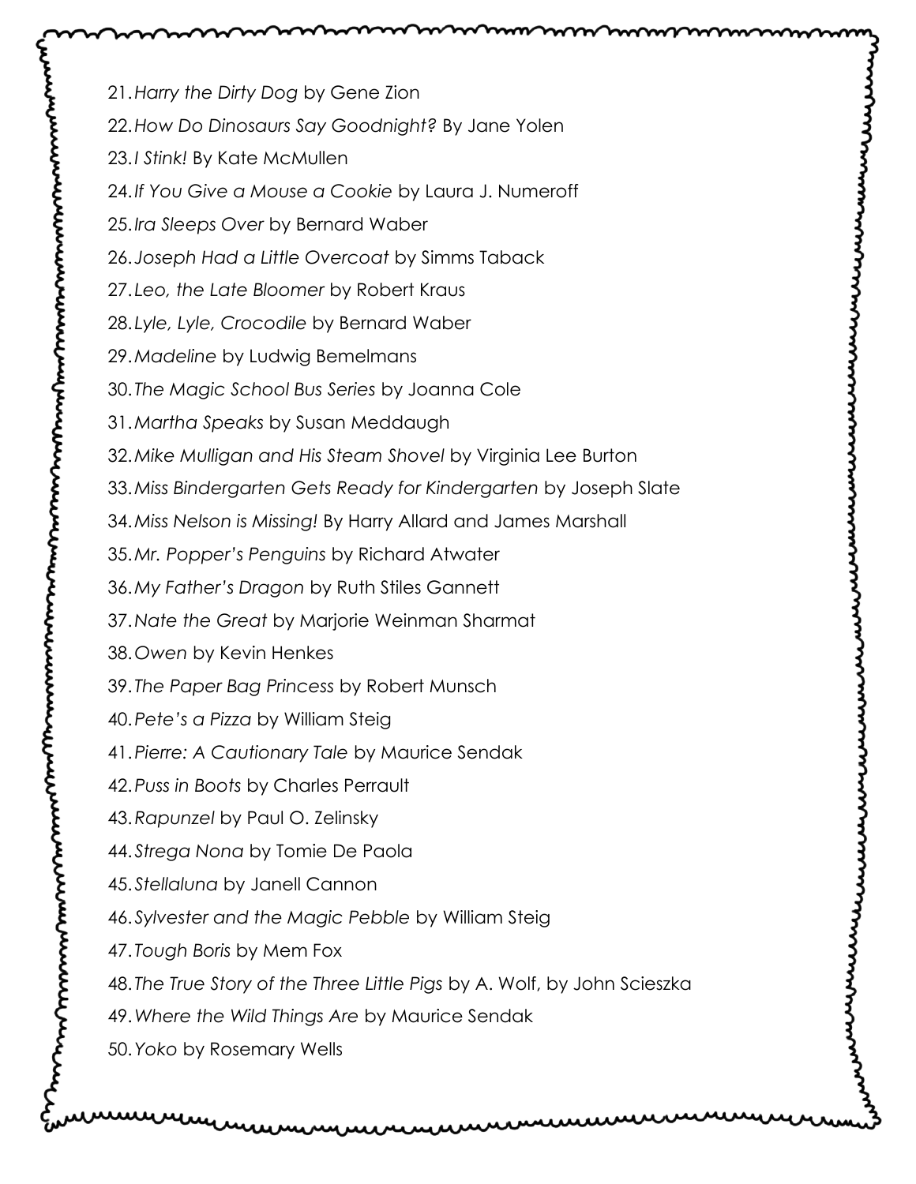21. *Harry the Dirty Dog* by Gene Zion
22. *How Do Dinosaurs Say Goodnight?* By Jane Yolen
23. *I Stink!* By Kate McMullen
24. *If You Give a Mouse a Cookie* by Laura J. Numeroff
25. *Ira Sleeps Over* by Bernard Waber
26. *Joseph Had a Little Overcoat* by Simms Taback
27. *Leo, the Late Bloomer* by Robert Kraus
28. *Lyle, Lyle, Crocodile* by Bernard Waber
29. *Madeline* by Ludwig Bemelmans
30. *The Magic School Bus Series* by Joanna Cole
31. *Martha Speaks* by Susan Meddaugh
32. *Mike Mulligan and His Steam Shovel* by Virginia Lee Burton
33. *Miss Bindergarten Gets Ready for Kindergarten* by Joseph Slate
34. *Miss Nelson is Missing!* By Harry Allard and James Marshall
35. *Mr. Popper's Penguins* by Richard Atwater
36. *My Father's Dragon* by Ruth Stiles Gannett
37. *Nate the Great* by Marjorie Weinman Sharmat
38. *Owen* by Kevin Henkes
39. *The Paper Bag Princess* by Robert Munsch
40. *Pete's a Pizza* by William Steig
41. *Pierre: A Cautionary Tale* by Maurice Sendak
42. *Puss in Boots* by Charles Perrault
43. *Rapunzel* by Paul O. Zelinsky
44. *Strega Nona* by Tomie De Paola
45. *Stellaluna* by Janell Cannon
46. *Sylvester and the Magic Pebble* by William Steig
47. *Tough Boris* by Mem Fox
48. *The True Story of the Three Little Pigs* by A. Wolf, by John Scieszka
49. *Where the Wild Things Are* by Maurice Sendak
50. *Yoko* by Rosemary Wells